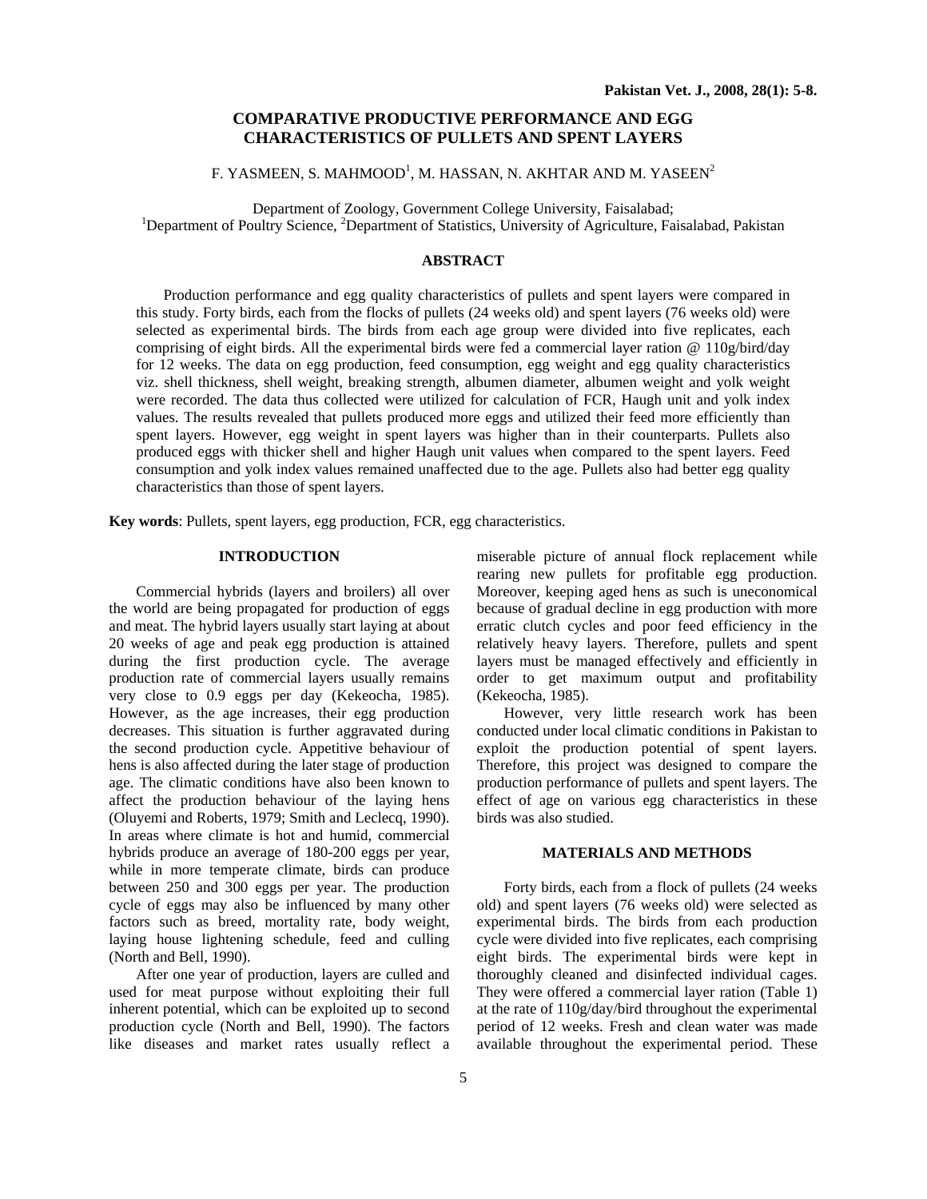# COMPARATIVE PRODUCTIVE PERFORMANCE AND EGG CHARACTERISTICS OF PULLETS AND SPENT LAYERS

F. YASMEEN, S. MAHMOOD[1], M. HASSAN, N. AKHTAR AND M. YASEEN[2]

Department of Zoology, Government College University, Faisalabad;
[1]Department of Poultry Science, [2]Department of Statistics, University of Agriculture, Faisalabad, Pakistan

## ABSTRACT

Production performance and egg quality characteristics of pullets and spent layers were compared in this study. Forty birds, each from the flocks of pullets (24 weeks old) and spent layers (76 weeks old) were selected as experimental birds. The birds from each age group were divided into five replicates, each comprising of eight birds. All the experimental birds were fed a commercial layer ration @ 110g/bird/day for 12 weeks. The data on egg production, feed consumption, egg weight and egg quality characteristics viz. shell thickness, shell weight, breaking strength, albumen diameter, albumen weight and yolk weight were recorded. The data thus collected were utilized for calculation of FCR, Haugh unit and yolk index values. The results revealed that pullets produced more eggs and utilized their feed more efficiently than spent layers. However, egg weight in spent layers was higher than in their counterparts. Pullets also produced eggs with thicker shell and higher Haugh unit values when compared to the spent layers. Feed consumption and yolk index values remained unaffected due to the age. Pullets also had better egg quality characteristics than those of spent layers.

**Key words**: Pullets, spent layers, egg production, FCR, egg characteristics.

## INTRODUCTION

Commercial hybrids (layers and broilers) all over the world are being propagated for production of eggs and meat. The hybrid layers usually start laying at about 20 weeks of age and peak egg production is attained during the first production cycle. The average production rate of commercial layers usually remains very close to 0.9 eggs per day (Kekeocha, 1985). However, as the age increases, their egg production decreases. This situation is further aggravated during the second production cycle. Appetitive behaviour of hens is also affected during the later stage of production age. The climatic conditions have also been known to affect the production behaviour of the laying hens (Oluyemi and Roberts, 1979; Smith and Leclecq, 1990). In areas where climate is hot and humid, commercial hybrids produce an average of 180-200 eggs per year, while in more temperate climate, birds can produce between 250 and 300 eggs per year. The production cycle of eggs may also be influenced by many other factors such as breed, mortality rate, body weight, laying house lightening schedule, feed and culling (North and Bell, 1990).

After one year of production, layers are culled and used for meat purpose without exploiting their full inherent potential, which can be exploited up to second production cycle (North and Bell, 1990). The factors like diseases and market rates usually reflect a miserable picture of annual flock replacement while rearing new pullets for profitable egg production. Moreover, keeping aged hens as such is uneconomical because of gradual decline in egg production with more erratic clutch cycles and poor feed efficiency in the relatively heavy layers. Therefore, pullets and spent layers must be managed effectively and efficiently in order to get maximum output and profitability (Kekeocha, 1985).

However, very little research work has been conducted under local climatic conditions in Pakistan to exploit the production potential of spent layers. Therefore, this project was designed to compare the production performance of pullets and spent layers. The effect of age on various egg characteristics in these birds was also studied.

## MATERIALS AND METHODS

Forty birds, each from a flock of pullets (24 weeks old) and spent layers (76 weeks old) were selected as experimental birds. The birds from each production cycle were divided into five replicates, each comprising eight birds. The experimental birds were kept in thoroughly cleaned and disinfected individual cages. They were offered a commercial layer ration (Table 1) at the rate of 110g/day/bird throughout the experimental period of 12 weeks. Fresh and clean water was made available throughout the experimental period. These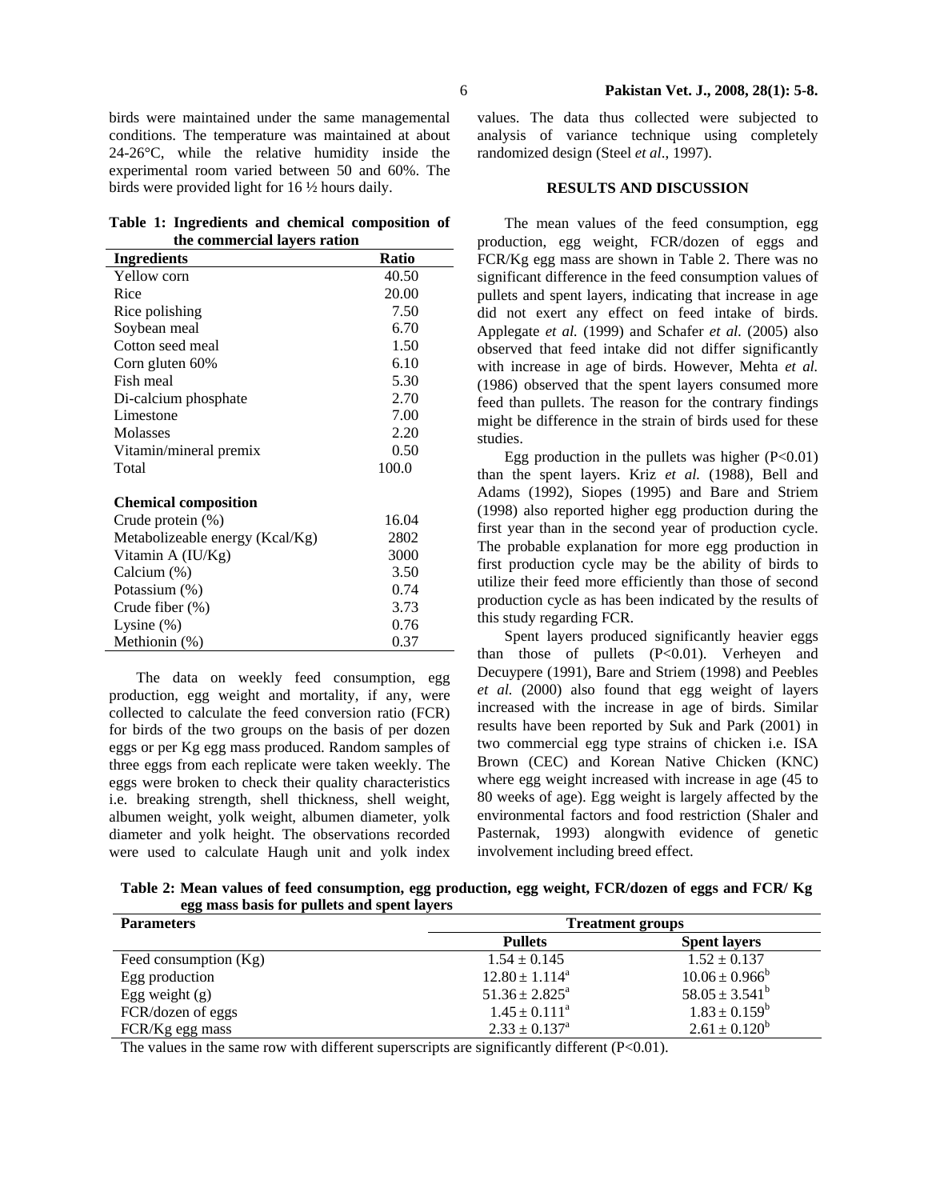birds were maintained under the same managemental conditions. The temperature was maintained at about 24-26°C, while the relative humidity inside the experimental room varied between 50 and 60%. The birds were provided light for 16 ½ hours daily.

**Table 1: Ingredients and chemical composition of the commercial layers ration**

| Ingredients | Ratio |
|---|---|
| Yellow corn | 40.50 |
| Rice | 20.00 |
| Rice polishing | 7.50 |
| Soybean meal | 6.70 |
| Cotton seed meal | 1.50 |
| Corn gluten 60% | 6.10 |
| Fish meal | 5.30 |
| Di-calcium phosphate | 2.70 |
| Limestone | 7.00 |
| Molasses | 2.20 |
| Vitamin/mineral premix | 0.50 |
| Total | 100.0 |
| **Chemical composition** | |
| Crude protein (%) | 16.04 |
| Metabolizeable energy (Kcal/Kg) | 2802 |
| Vitamin A (IU/Kg) | 3000 |
| Calcium (%) | 3.50 |
| Potassium (%) | 0.74 |
| Crude fiber (%) | 3.73 |
| Lysine (%) | 0.76 |
| Methionin (%) | 0.37 |

The data on weekly feed consumption, egg production, egg weight and mortality, if any, were collected to calculate the feed conversion ratio (FCR) for birds of the two groups on the basis of per dozen eggs or per Kg egg mass produced. Random samples of three eggs from each replicate were taken weekly. The eggs were broken to check their quality characteristics i.e. breaking strength, shell thickness, shell weight, albumen weight, yolk weight, albumen diameter, yolk diameter and yolk height. The observations recorded were used to calculate Haugh unit and yolk index values. The data thus collected were subjected to analysis of variance technique using completely randomized design (Steel *et al*., 1997).

## RESULTS AND DISCUSSION

The mean values of the feed consumption, egg production, egg weight, FCR/dozen of eggs and FCR/Kg egg mass are shown in Table 2. There was no significant difference in the feed consumption values of pullets and spent layers, indicating that increase in age did not exert any effect on feed intake of birds. Applegate *et al.* (1999) and Schafer *et al.* (2005) also observed that feed intake did not differ significantly with increase in age of birds. However, Mehta *et al.* (1986) observed that the spent layers consumed more feed than pullets. The reason for the contrary findings might be difference in the strain of birds used for these studies.

Egg production in the pullets was higher ($P<0.01$) than the spent layers. Kriz *et al.* (1988), Bell and Adams (1992), Siopes (1995) and Bare and Striem (1998) also reported higher egg production during the first year than in the second year of production cycle. The probable explanation for more egg production in first production cycle may be the ability of birds to utilize their feed more efficiently than those of second production cycle as has been indicated by the results of this study regarding FCR.

Spent layers produced significantly heavier eggs than those of pullets ($P<0.01$). Verheyen and Decuypere (1991), Bare and Striem (1998) and Peebles *et al.* (2000) also found that egg weight of layers increased with the increase in age of birds. Similar results have been reported by Suk and Park (2001) in two commercial egg type strains of chicken i.e. ISA Brown (CEC) and Korean Native Chicken (KNC) where egg weight increased with increase in age (45 to 80 weeks of age). Egg weight is largely affected by the environmental factors and food restriction (Shaler and Pasternak, 1993) alongwith evidence of genetic involvement including breed effect.

**Table 2: Mean values of feed consumption, egg production, egg weight, FCR/dozen of eggs and FCR/ Kg egg mass basis for pullets and spent layers**

| Parameters | Treatment groups | |
|---|---|---|
| | **Pullets** | **Spent layers** |
| Feed consumption (Kg) | $1.54 \pm 0.145$ | $1.52 \pm 0.137$ |
| Egg production | $12.80 \pm 1.114^a$ | $10.06 \pm 0.966^b$ |
| Egg weight (g) | $51.36 \pm 2.825^a$ | $58.05 \pm 3.541^b$ |
| FCR/dozen of eggs | $1.45 \pm 0.111^a$ | $1.83 \pm 0.159^b$ |
| FCR/Kg egg mass | $2.33 \pm 0.137^a$ | $2.61 \pm 0.120^b$ |

The values in the same row with different superscripts are significantly different ($P<0.01$).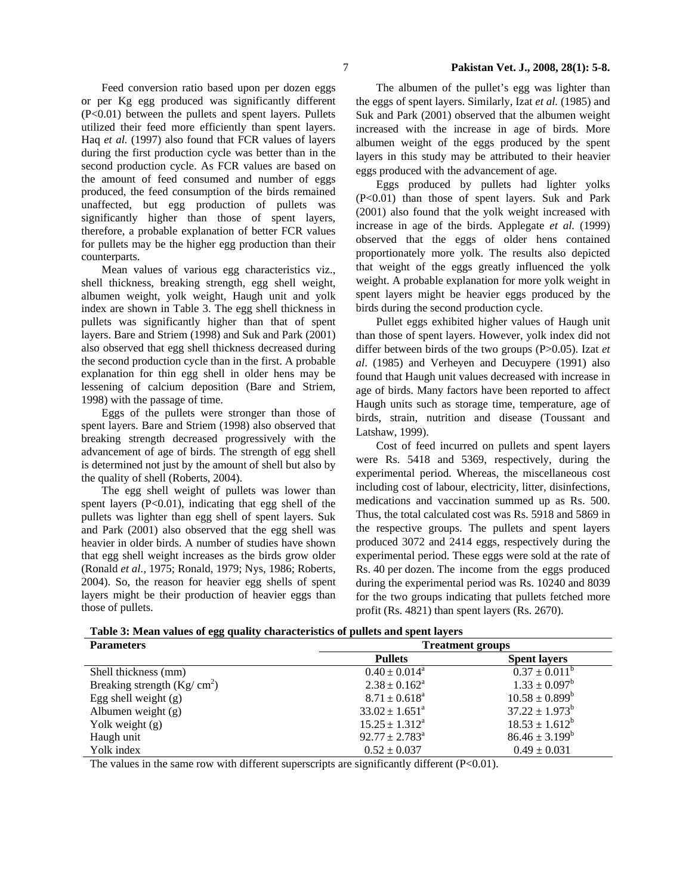Feed conversion ratio based upon per dozen eggs or per Kg egg produced was significantly different ($P<0.01$) between the pullets and spent layers. Pullets utilized their feed more efficiently than spent layers. Haq *et al.* (1997) also found that FCR values of layers during the first production cycle was better than in the second production cycle. As FCR values are based on the amount of feed consumed and number of eggs produced, the feed consumption of the birds remained unaffected, but egg production of pullets was significantly higher than those of spent layers, therefore, a probable explanation of better FCR values for pullets may be the higher egg production than their counterparts.

Mean values of various egg characteristics viz., shell thickness, breaking strength, egg shell weight, albumen weight, yolk weight, Haugh unit and yolk index are shown in Table 3. The egg shell thickness in pullets was significantly higher than that of spent layers. Bare and Striem (1998) and Suk and Park (2001) also observed that egg shell thickness decreased during the second production cycle than in the first. A probable explanation for thin egg shell in older hens may be lessening of calcium deposition (Bare and Striem, 1998) with the passage of time.

Eggs of the pullets were stronger than those of spent layers. Bare and Striem (1998) also observed that breaking strength decreased progressively with the advancement of age of birds. The strength of egg shell is determined not just by the amount of shell but also by the quality of shell (Roberts, 2004).

The egg shell weight of pullets was lower than spent layers ($P<0.01$), indicating that egg shell of the pullets was lighter than egg shell of spent layers. Suk and Park (2001) also observed that the egg shell was heavier in older birds. A number of studies have shown that egg shell weight increases as the birds grow older (Ronald *et al.,* 1975; Ronald, 1979; Nys, 1986; Roberts, 2004). So, the reason for heavier egg shells of spent layers might be their production of heavier eggs than those of pullets.

The albumen of the pullet's egg was lighter than the eggs of spent layers. Similarly, Izat *et al.* (1985) and Suk and Park (2001) observed that the albumen weight increased with the increase in age of birds. More albumen weight of the eggs produced by the spent layers in this study may be attributed to their heavier eggs produced with the advancement of age.

Eggs produced by pullets had lighter yolks ($P<0.01$) than those of spent layers. Suk and Park (2001) also found that the yolk weight increased with increase in age of the birds. Applegate *et al.* (1999) observed that the eggs of older hens contained proportionately more yolk. The results also depicted that weight of the eggs greatly influenced the yolk weight. A probable explanation for more yolk weight in spent layers might be heavier eggs produced by the birds during the second production cycle.

Pullet eggs exhibited higher values of Haugh unit than those of spent layers. However, yolk index did not differ between birds of the two groups ($P>0.05$). Izat *et al*. (1985) and Verheyen and Decuypere (1991) also found that Haugh unit values decreased with increase in age of birds. Many factors have been reported to affect Haugh units such as storage time, temperature, age of birds, strain, nutrition and disease (Toussant and Latshaw, 1999).

Cost of feed incurred on pullets and spent layers were Rs. 5418 and 5369, respectively, during the experimental period. Whereas, the miscellaneous cost including cost of labour, electricity, litter, disinfections, medications and vaccination summed up as Rs. 500. Thus, the total calculated cost was Rs. 5918 and 5869 in the respective groups. The pullets and spent layers produced 3072 and 2414 eggs, respectively during the experimental period. These eggs were sold at the rate of Rs. 40 per dozen. The income from the eggs produced during the experimental period was Rs. 10240 and 8039 for the two groups indicating that pullets fetched more profit (Rs. 4821) than spent layers (Rs. 2670).

**Table 3: Mean values of egg quality characteristics of pullets and spent layers**

| Parameters | Treatment groups | |
|---|---|---|
| | Pullets | Spent layers |
| Shell thickness (mm) | $0.40 \pm 0.014^a$ | $0.37 \pm 0.011^b$ |
| Breaking strength (Kg/ cm$^2$) | $2.38 \pm 0.162^a$ | $1.33 \pm 0.097^b$ |
| Egg shell weight (g) | $8.71 \pm 0.618^a$ | $10.58 \pm 0.899^b$ |
| Albumen weight (g) | $33.02 \pm 1.651^a$ | $37.22 \pm 1.973^b$ |
| Yolk weight (g) | $15.25 \pm 1.312^a$ | $18.53 \pm 1.612^b$ |
| Haugh unit | $92.77 \pm 2.783^a$ | $86.46 \pm 3.199^b$ |
| Yolk index | $0.52 \pm 0.037$ | $0.49 \pm 0.031$ |

The values in the same row with different superscripts are significantly different ($P<0.01$).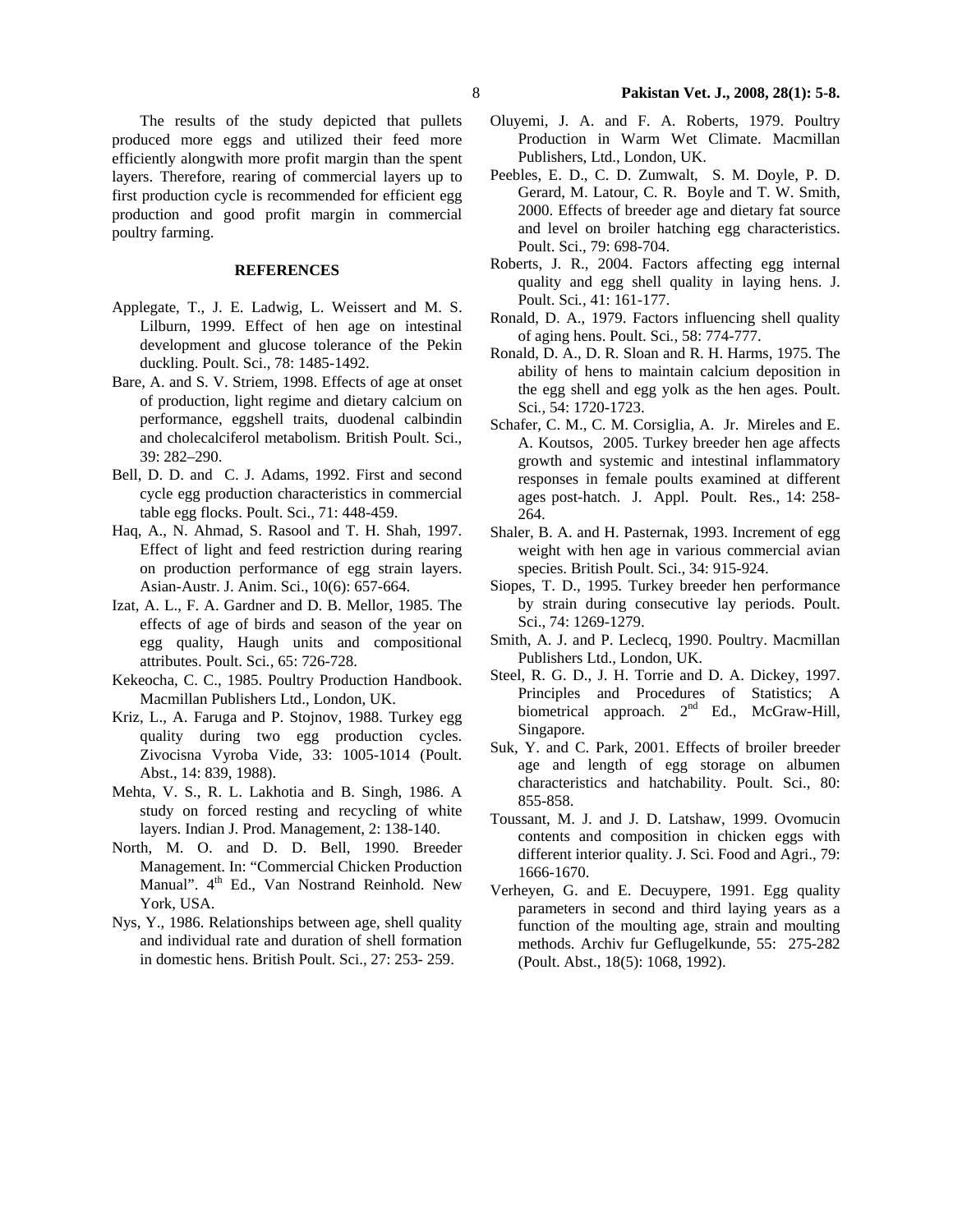The results of the study depicted that pullets produced more eggs and utilized their feed more efficiently alongwith more profit margin than the spent layers. Therefore, rearing of commercial layers up to first production cycle is recommended for efficient egg production and good profit margin in commercial poultry farming.

## REFERENCES

Applegate, T., J. E. Ladwig, L. Weissert and M. S. Lilburn, 1999. Effect of hen age on intestinal development and glucose tolerance of the Pekin duckling. Poult. Sci., 78: 1485-1492.

Bare, A. and S. V. Striem, 1998. Effects of age at onset of production, light regime and dietary calcium on performance, eggshell traits, duodenal calbindin and cholecalciferol metabolism. British Poult. Sci., 39: 282–290.

Bell, D. D. and C. J. Adams, 1992. First and second cycle egg production characteristics in commercial table egg flocks. Poult. Sci., 71: 448-459.

Haq, A., N. Ahmad, S. Rasool and T. H. Shah, 1997. Effect of light and feed restriction during rearing on production performance of egg strain layers. Asian-Austr. J. Anim. Sci., 10(6): 657-664.

Izat, A. L., F. A. Gardner and D. B. Mellor, 1985. The effects of age of birds and season of the year on egg quality, Haugh units and compositional attributes. Poult. Sci., 65: 726-728.

Kekeocha, C. C., 1985. Poultry Production Handbook. Macmillan Publishers Ltd., London, UK.

Kriz, L., A. Faruga and P. Stojnov, 1988. Turkey egg quality during two egg production cycles. Zivocisna Vyroba Vide, 33: 1005-1014 (Poult. Abst., 14: 839, 1988).

Mehta, V. S., R. L. Lakhotia and B. Singh, 1986. A study on forced resting and recycling of white layers. Indian J. Prod. Management, 2: 138-140.

North, M. O. and D. D. Bell, 1990. Breeder Management. In: "Commercial Chicken Production Manual". 4th Ed., Van Nostrand Reinhold. New York, USA.

Nys, Y., 1986. Relationships between age, shell quality and individual rate and duration of shell formation in domestic hens. British Poult. Sci., 27: 253- 259.

Oluyemi, J. A. and F. A. Roberts, 1979. Poultry Production in Warm Wet Climate. Macmillan Publishers, Ltd., London, UK.

Peebles, E. D., C. D. Zumwalt, S. M. Doyle, P. D. Gerard, M. Latour, C. R. Boyle and T. W. Smith, 2000. Effects of breeder age and dietary fat source and level on broiler hatching egg characteristics. Poult. Sci., 79: 698-704.

Roberts, J. R., 2004. Factors affecting egg internal quality and egg shell quality in laying hens. J. Poult. Sci., 41: 161-177.

Ronald, D. A., 1979. Factors influencing shell quality of aging hens. Poult. Sci., 58: 774-777.

Ronald, D. A., D. R. Sloan and R. H. Harms, 1975. The ability of hens to maintain calcium deposition in the egg shell and egg yolk as the hen ages. Poult. Sci., 54: 1720-1723.

Schafer, C. M., C. M. Corsiglia, A. Jr. Mireles and E. A. Koutsos, 2005. Turkey breeder hen age affects growth and systemic and intestinal inflammatory responses in female poults examined at different ages post-hatch. J. Appl. Poult. Res., 14: 258-264.

Shaler, B. A. and H. Pasternak, 1993. Increment of egg weight with hen age in various commercial avian species. British Poult. Sci., 34: 915-924.

Siopes, T. D., 1995. Turkey breeder hen performance by strain during consecutive lay periods. Poult. Sci., 74: 1269-1279.

Smith, A. J. and P. Leclecq, 1990. Poultry. Macmillan Publishers Ltd., London, UK.

Steel, R. G. D., J. H. Torrie and D. A. Dickey, 1997. Principles and Procedures of Statistics; A biometrical approach. 2nd Ed., McGraw-Hill, Singapore.

Suk, Y. and C. Park, 2001. Effects of broiler breeder age and length of egg storage on albumen characteristics and hatchability. Poult. Sci., 80: 855-858.

Toussant, M. J. and J. D. Latshaw, 1999. Ovomucin contents and composition in chicken eggs with different interior quality. J. Sci. Food and Agri., 79: 1666-1670.

Verheyen, G. and E. Decuypere, 1991. Egg quality parameters in second and third laying years as a function of the moulting age, strain and moulting methods. Archiv fur Geflugelkunde, 55: 275-282 (Poult. Abst., 18(5): 1068, 1992).